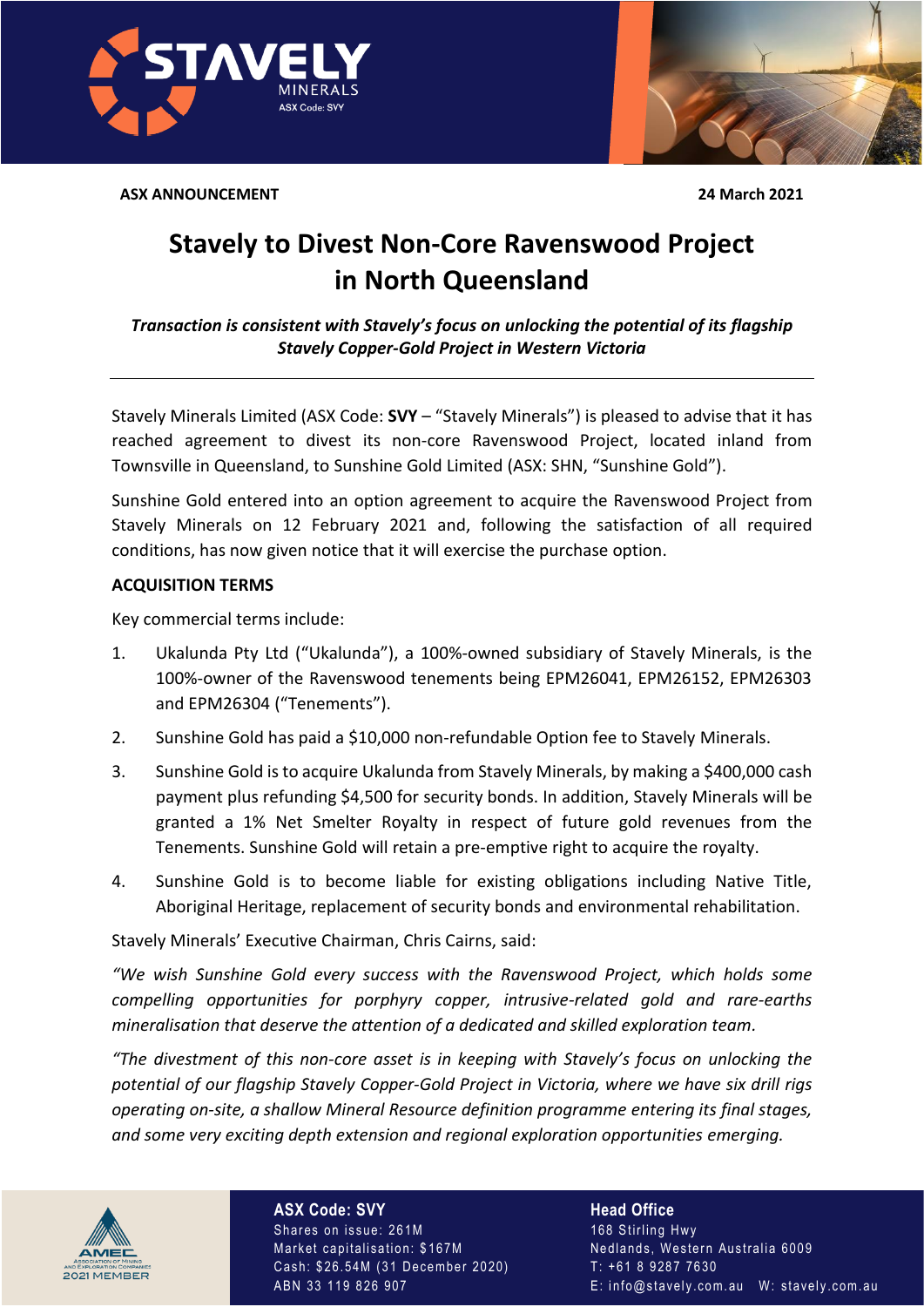**ASX ANNOUNCEMENT** **24 March 2021**

# Stavely to Divest Non-Core Ravenswood Project in North Queensland

***Transaction is consistent with Stavely's focus on unlocking the potential of its flagship Stavely Copper-Gold Project in Western Victoria***

---

Stavely Minerals Limited (ASX Code: **SVY** – "Stavely Minerals") is pleased to advise that it has reached agreement to divest its non-core Ravenswood Project, located inland from Townsville in Queensland, to Sunshine Gold Limited (ASX: SHN, "Sunshine Gold").

Sunshine Gold entered into an option agreement to acquire the Ravenswood Project from Stavely Minerals on 12 February 2021 and, following the satisfaction of all required conditions, has now given notice that it will exercise the purchase option.

**ACQUISITION TERMS**

Key commercial terms include:

1. Ukalunda Pty Ltd ("Ukalunda"), a 100%-owned subsidiary of Stavely Minerals, is the 100%-owner of the Ravenswood tenements being EPM26041, EPM26152, EPM26303 and EPM26304 ("Tenements").
2. Sunshine Gold has paid a $10,000 non-refundable Option fee to Stavely Minerals.
3. Sunshine Gold is to acquire Ukalunda from Stavely Minerals, by making a $400,000 cash payment plus refunding $4,500 for security bonds. In addition, Stavely Minerals will be granted a 1% Net Smelter Royalty in respect of future gold revenues from the Tenements. Sunshine Gold will retain a pre-emptive right to acquire the royalty.
4. Sunshine Gold is to become liable for existing obligations including Native Title, Aboriginal Heritage, replacement of security bonds and environmental rehabilitation.

Stavely Minerals' Executive Chairman, Chris Cairns, said:

*"We wish Sunshine Gold every success with the Ravenswood Project, which holds some compelling opportunities for porphyry copper, intrusive-related gold and rare-earths mineralisation that deserve the attention of a dedicated and skilled exploration team.*

*"The divestment of this non-core asset is in keeping with Stavely's focus on unlocking the potential of our flagship Stavely Copper-Gold Project in Victoria, where we have six drill rigs operating on-site, a shallow Mineral Resource definition programme entering its final stages, and some very exciting depth extension and regional exploration opportunities emerging.*

**ASX Code: SVY**
Shares on issue: 261M
Market capitalisation: $167M
Cash: $26.54M (31 December 2020)
ABN 33 119 826 907

**Head Office**
168 Stirling Hwy
Nedlands, Western Australia 6009
T: +61 8 9287 7630
E: info@stavely.com.au W: stavely.com.au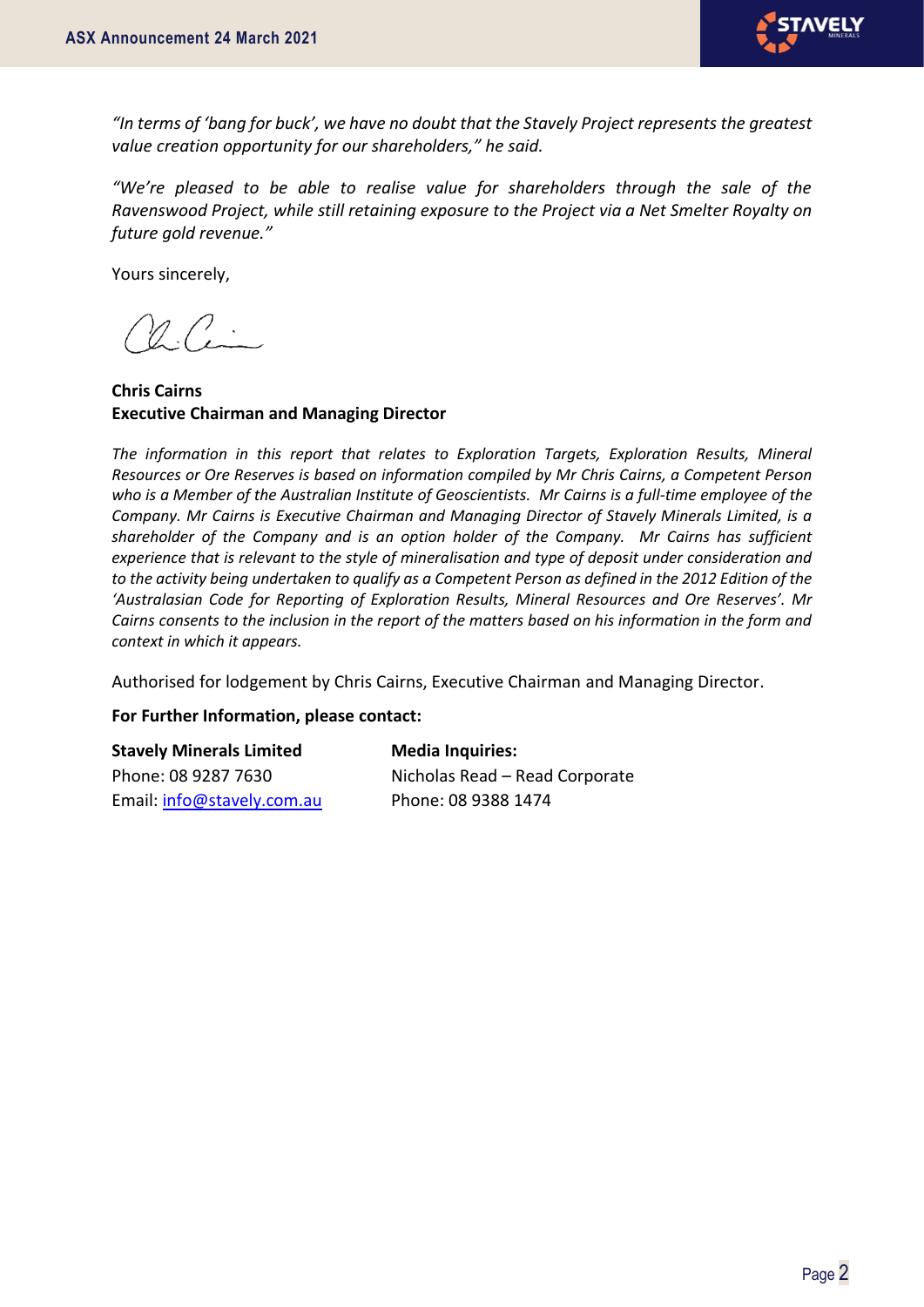*"In terms of 'bang for buck', we have no doubt that the Stavely Project represents the greatest value creation opportunity for our shareholders," he said.*

*"We're pleased to be able to realise value for shareholders through the sale of the Ravenswood Project, while still retaining exposure to the Project via a Net Smelter Royalty on future gold revenue."*

Yours sincerely,

**Chris Cairns**
**Executive Chairman and Managing Director**

*The information in this report that relates to Exploration Targets, Exploration Results, Mineral Resources or Ore Reserves is based on information compiled by Mr Chris Cairns, a Competent Person who is a Member of the Australian Institute of Geoscientists. Mr Cairns is a full-time employee of the Company. Mr Cairns is Executive Chairman and Managing Director of Stavely Minerals Limited, is a shareholder of the Company and is an option holder of the Company. Mr Cairns has sufficient experience that is relevant to the style of mineralisation and type of deposit under consideration and to the activity being undertaken to qualify as a Competent Person as defined in the 2012 Edition of the 'Australasian Code for Reporting of Exploration Results, Mineral Resources and Ore Reserves'. Mr Cairns consents to the inclusion in the report of the matters based on his information in the form and context in which it appears.*

Authorised for lodgement by Chris Cairns, Executive Chairman and Managing Director.

**For Further Information, please contact:**

**Stavely Minerals Limited**
Phone: 08 9287 7630
Email: info@stavely.com.au

**Media Inquiries:**
Nicholas Read – Read Corporate
Phone: 08 9388 1474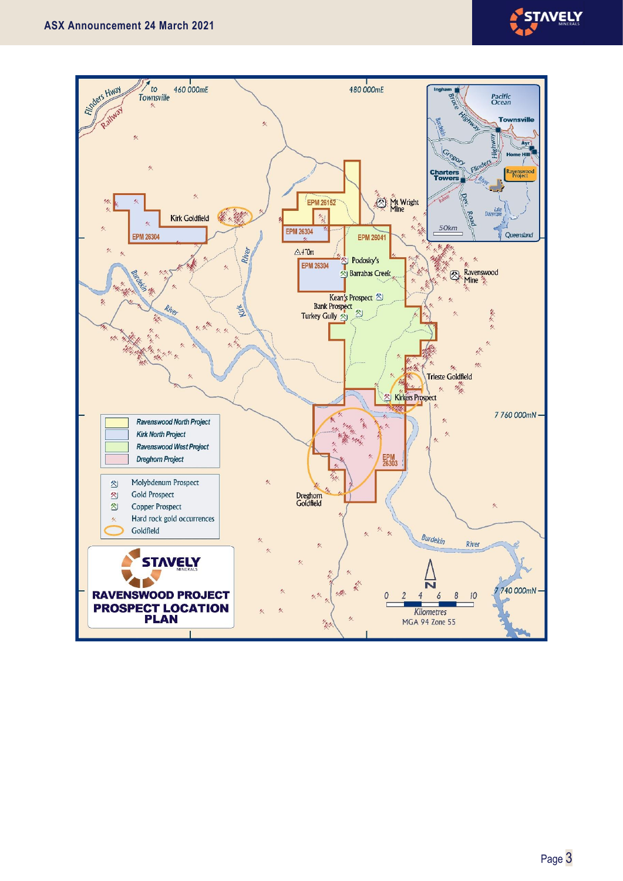RAVENSWOOD PROJECT PROSPECT LOCATION PLAN

Flinders Hwy
Railway
to Townsville
460 000mE
480 000mE
EPM 26152
Mt Wright Mine
Kirk Goldfield
EPM 26304
EPM 26304
EPM 26041
470m
River
EPM 26304
Podosky's
Barrabas Creek
Ravenswood Mine
Burdekin
River
Kirk
Kean's Prospect
Bank Prospect
Turkey Gully
Trieste Goldfield
Kirkers Prospect
7 760 000mN
EPM 26303
Dreghorn Goldfield
Burdekin River
7 740 000mN
0 2 4 6 8 10
Kilometres
MGA 94 Zone 55

Ingham
Bruce Highway
Pacific Ocean
Townsville
Burdekin
Gregory
Highway
Flinders
Ayr
Home Hill
Charters Towers
River
Ravenswood Project
Railway
Dev. Road
Lake Dalrymple
50km
Queensland

Ravenswood North Project
Kirk North Project
Ravenswood West Project
Dreghorn Project

Molybdenum Prospect
Gold Prospect
Copper Prospect
Hard rock gold occurrences
Goldfield

STAVELY MINERALS